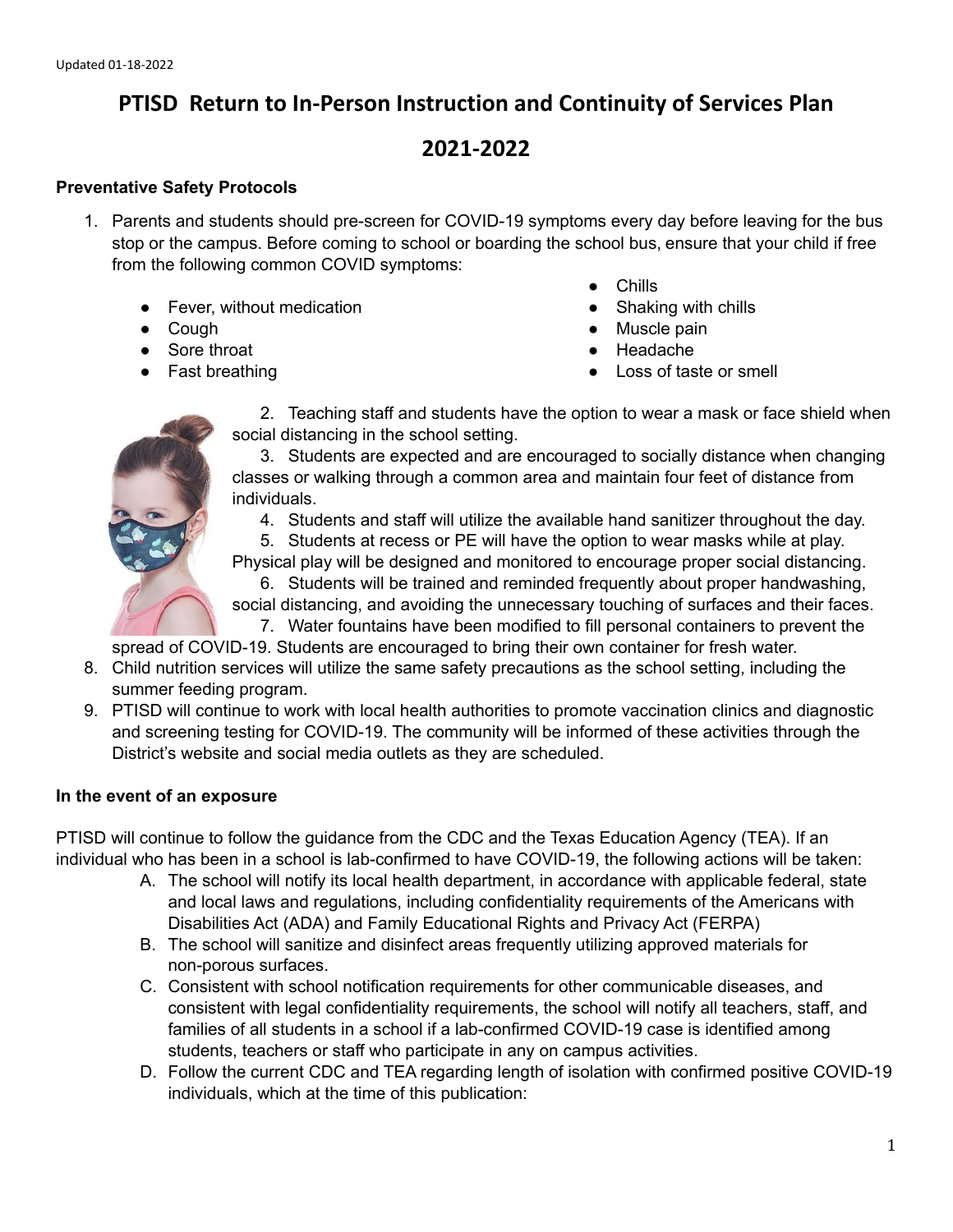Updated 01-18-2022

# PTISD Return to In-Person Instruction and Continuity of Services Plan

# 2021-2022

**Preventative Safety Protocols**

1. Parents and students should pre-screen for COVID-19 symptoms every day before leaving for the bus stop or the campus. Before coming to school or boarding the school bus, ensure that your child if free from the following common COVID symptoms:
   - Fever, without medication
   - Cough
   - Sore throat
   - Fast breathing
   - Chills
   - Shaking with chills
   - Muscle pain
   - Headache
   - Loss of taste or smell
2. Teaching staff and students have the option to wear a mask or face shield when social distancing in the school setting.
3. Students are expected and are encouraged to socially distance when changing classes or walking through a common area and maintain four feet of distance from individuals.
4. Students and staff will utilize the available hand sanitizer throughout the day.
5. Students at recess or PE will have the option to wear masks while at play. Physical play will be designed and monitored to encourage proper social distancing.
6. Students will be trained and reminded frequently about proper handwashing, social distancing, and avoiding the unnecessary touching of surfaces and their faces.
7. Water fountains have been modified to fill personal containers to prevent the spread of COVID-19. Students are encouraged to bring their own container for fresh water.
8. Child nutrition services will utilize the same safety precautions as the school setting, including the summer feeding program.
9. PTISD will continue to work with local health authorities to promote vaccination clinics and diagnostic and screening testing for COVID-19. The community will be informed of these activities through the District's website and social media outlets as they are scheduled.

**In the event of an exposure**

PTISD will continue to follow the guidance from the CDC and the Texas Education Agency (TEA). If an individual who has been in a school is lab-confirmed to have COVID-19, the following actions will be taken:

A. The school will notify its local health department, in accordance with applicable federal, state and local laws and regulations, including confidentiality requirements of the Americans with Disabilities Act (ADA) and Family Educational Rights and Privacy Act (FERPA)

B. The school will sanitize and disinfect areas frequently utilizing approved materials for non-porous surfaces.

C. Consistent with school notification requirements for other communicable diseases, and consistent with legal confidentiality requirements, the school will notify all teachers, staff, and families of all students in a school if a lab-confirmed COVID-19 case is identified among students, teachers or staff who participate in any on campus activities.

D. Follow the current CDC and TEA regarding length of isolation with confirmed positive COVID-19 individuals, which at the time of this publication: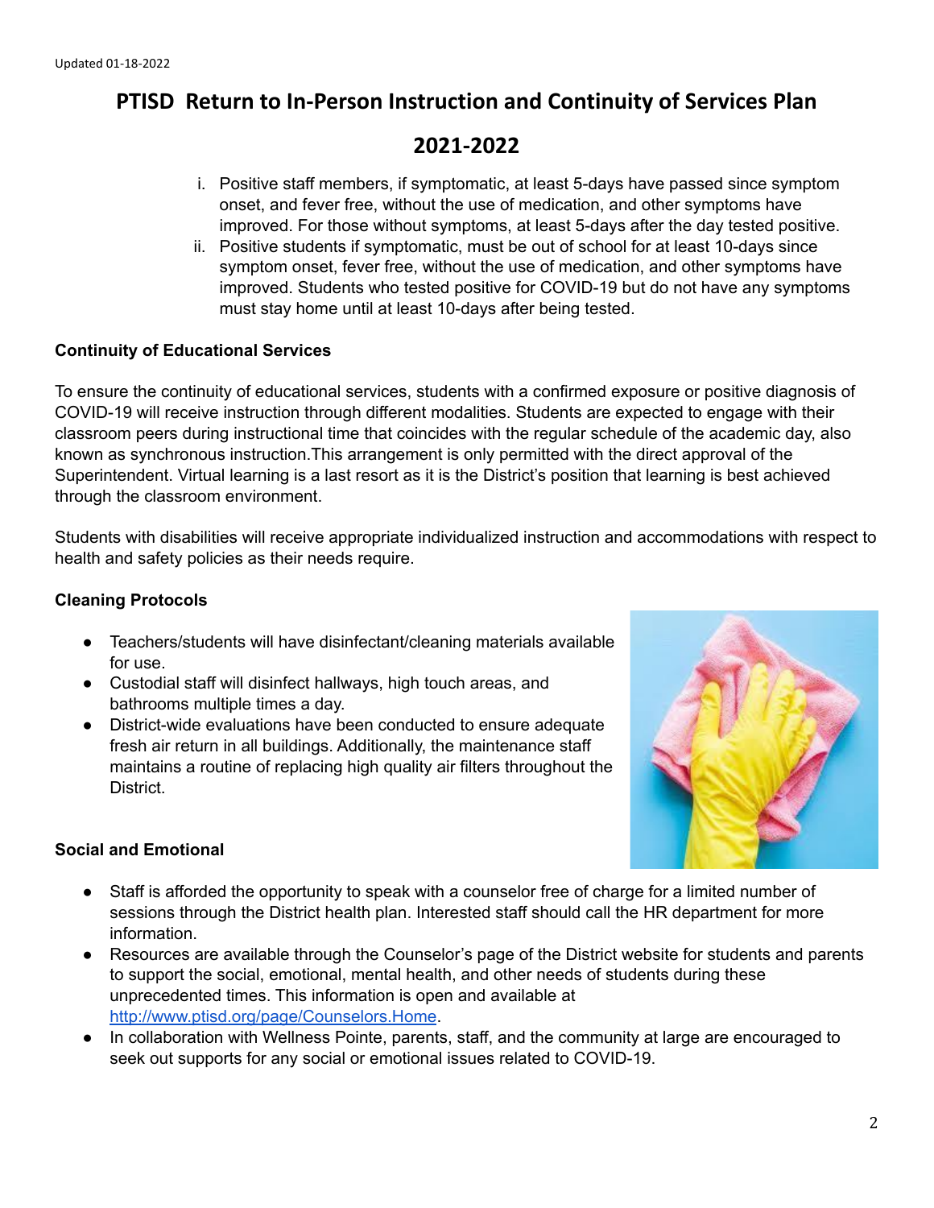# PTISD Return to In-Person Instruction and Continuity of Services Plan

# 2021-2022

i. Positive staff members, if symptomatic, at least 5-days have passed since symptom onset, and fever free, without the use of medication, and other symptoms have improved. For those without symptoms, at least 5-days after the day tested positive.

ii. Positive students if symptomatic, must be out of school for at least 10-days since symptom onset, fever free, without the use of medication, and other symptoms have improved. Students who tested positive for COVID-19 but do not have any symptoms must stay home until at least 10-days after being tested.

**Continuity of Educational Services**

To ensure the continuity of educational services, students with a confirmed exposure or positive diagnosis of COVID-19 will receive instruction through different modalities. Students are expected to engage with their classroom peers during instructional time that coincides with the regular schedule of the academic day, also known as synchronous instruction.This arrangement is only permitted with the direct approval of the Superintendent. Virtual learning is a last resort as it is the District's position that learning is best achieved through the classroom environment.

Students with disabilities will receive appropriate individualized instruction and accommodations with respect to health and safety policies as their needs require.

**Cleaning Protocols**

- Teachers/students will have disinfectant/cleaning materials available for use.
- Custodial staff will disinfect hallways, high touch areas, and bathrooms multiple times a day.
- District-wide evaluations have been conducted to ensure adequate fresh air return in all buildings. Additionally, the maintenance staff maintains a routine of replacing high quality air filters throughout the District.

**Social and Emotional**

- Staff is afforded the opportunity to speak with a counselor free of charge for a limited number of sessions through the District health plan. Interested staff should call the HR department for more information.
- Resources are available through the Counselor's page of the District website for students and parents to support the social, emotional, mental health, and other needs of students during these unprecedented times. This information is open and available at http://www.ptisd.org/page/Counselors.Home.
- In collaboration with Wellness Pointe, parents, staff, and the community at large are encouraged to seek out supports for any social or emotional issues related to COVID-19.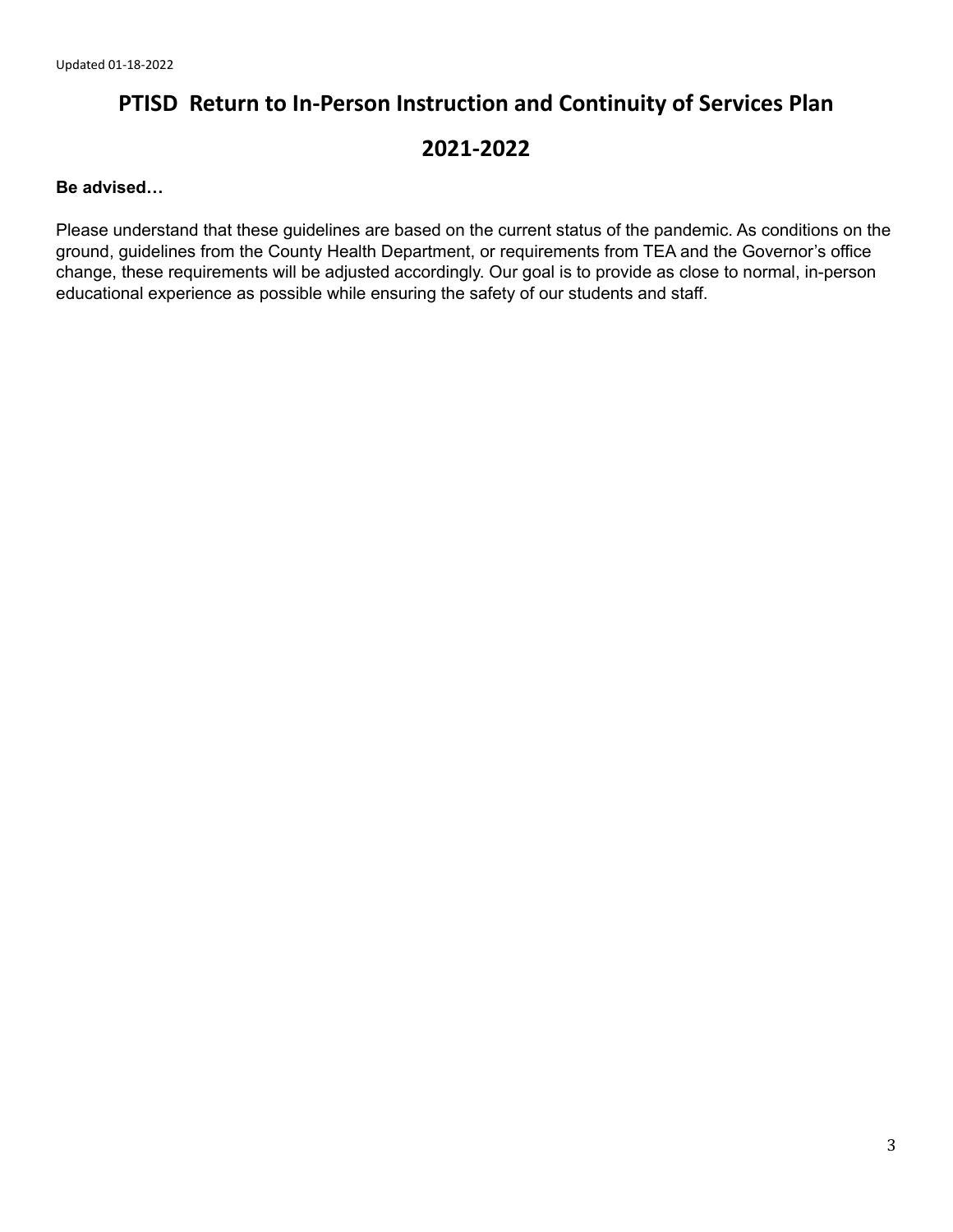Updated 01-18-2022

# PTISD Return to In-Person Instruction and Continuity of Services Plan

# 2021-2022

**Be advised…**

Please understand that these guidelines are based on the current status of the pandemic. As conditions on the ground, guidelines from the County Health Department, or requirements from TEA and the Governor's office change, these requirements will be adjusted accordingly. Our goal is to provide as close to normal, in-person educational experience as possible while ensuring the safety of our students and staff.